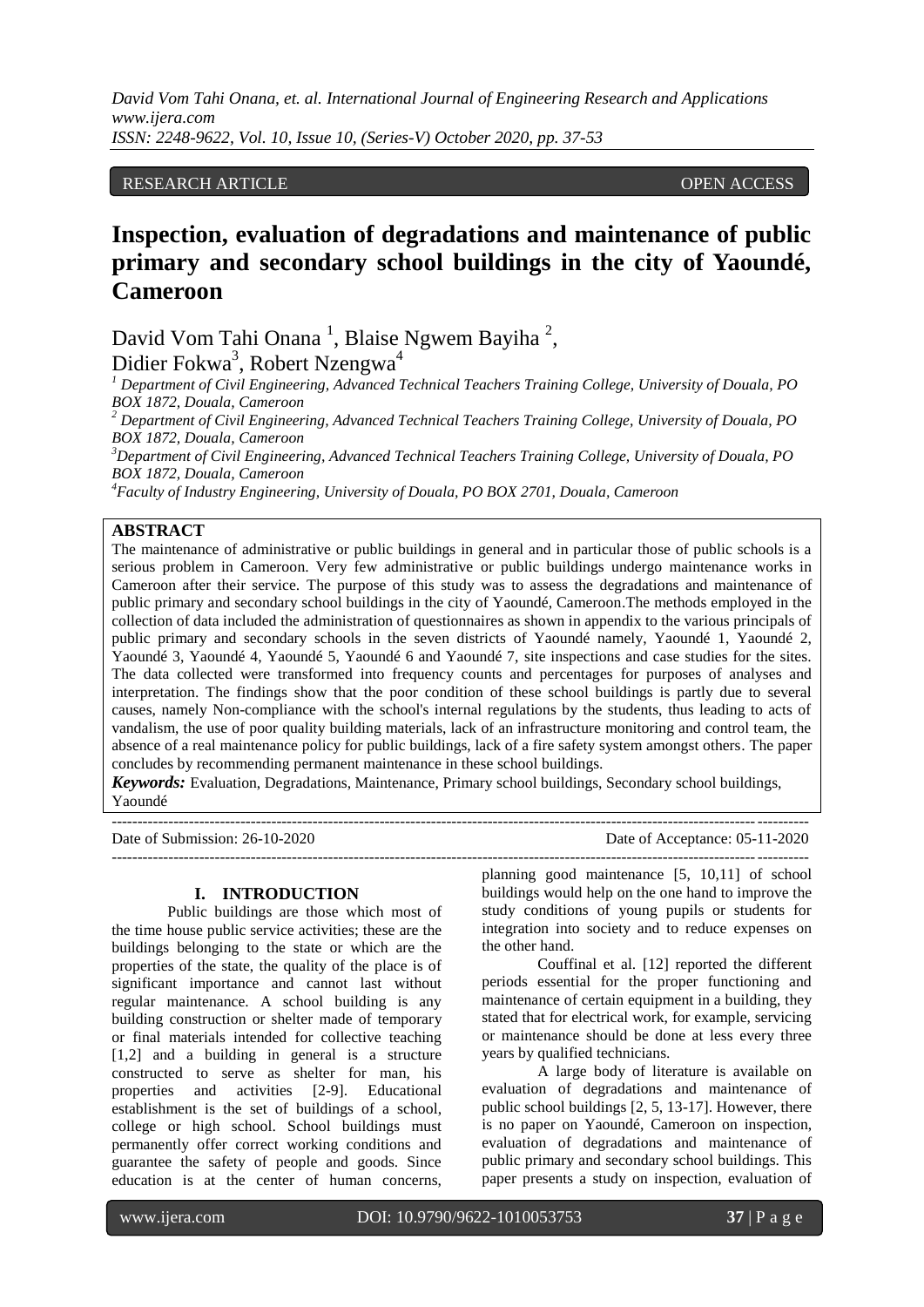RESEARCH ARTICLE OPEN ACCESS

# Inspection, evaluation of degradations and maintenance of public primary and secondary school buildings in the city of Yaoundé, Cameroon

David Vom Tahi Onana [1], Blaise Ngwem Bayiha [2], Didier Fokwa[3], Robert Nzengwa[4]

[1] *Department of Civil Engineering, Advanced Technical Teachers Training College, University of Douala, PO BOX 1872, Douala, Cameroon*

[2] *Department of Civil Engineering, Advanced Technical Teachers Training College, University of Douala, PO BOX 1872, Douala, Cameroon*

[3] *Department of Civil Engineering, Advanced Technical Teachers Training College, University of Douala, PO BOX 1872, Douala, Cameroon*

[4] *Faculty of Industry Engineering, University of Douala, PO BOX 2701, Douala, Cameroon*

## ABSTRACT

The maintenance of administrative or public buildings in general and in particular those of public schools is a serious problem in Cameroon. Very few administrative or public buildings undergo maintenance works in Cameroon after their service. The purpose of this study was to assess the degradations and maintenance of public primary and secondary school buildings in the city of Yaoundé, Cameroon.The methods employed in the collection of data included the administration of questionnaires as shown in appendix to the various principals of public primary and secondary schools in the seven districts of Yaoundé namely, Yaoundé 1, Yaoundé 2, Yaoundé 3, Yaoundé 4, Yaoundé 5, Yaoundé 6 and Yaoundé 7, site inspections and case studies for the sites. The data collected were transformed into frequency counts and percentages for purposes of analyses and interpretation. The findings show that the poor condition of these school buildings is partly due to several causes, namely Non-compliance with the school's internal regulations by the students, thus leading to acts of vandalism, the use of poor quality building materials, lack of an infrastructure monitoring and control team, the absence of a real maintenance policy for public buildings, lack of a fire safety system amongst others. The paper concludes by recommending permanent maintenance in these school buildings.

***Keywords:*** Evaluation, Degradations, Maintenance, Primary school buildings, Secondary school buildings, Yaoundé

---

Date of Submission: 26-10-2020 Date of Acceptance: 05-11-2020

---

## I. INTRODUCTION

Public buildings are those which most of the time house public service activities; these are the buildings belonging to the state or which are the properties of the state, the quality of the place is of significant importance and cannot last without regular maintenance. A school building is any building construction or shelter made of temporary or final materials intended for collective teaching [1,2] and a building in general is a structure constructed to serve as shelter for man, his properties and activities [2-9]. Educational establishment is the set of buildings of a school, college or high school. School buildings must permanently offer correct working conditions and guarantee the safety of people and goods. Since education is at the center of human concerns, planning good maintenance [5, 10,11] of school buildings would help on the one hand to improve the study conditions of young pupils or students for integration into society and to reduce expenses on the other hand.

Couffinal et al. [12] reported the different periods essential for the proper functioning and maintenance of certain equipment in a building, they stated that for electrical work, for example, servicing or maintenance should be done at less every three years by qualified technicians.

A large body of literature is available on evaluation of degradations and maintenance of public school buildings [2, 5, 13-17]. However, there is no paper on Yaoundé, Cameroon on inspection, evaluation of degradations and maintenance of public primary and secondary school buildings. This paper presents a study on inspection, evaluation of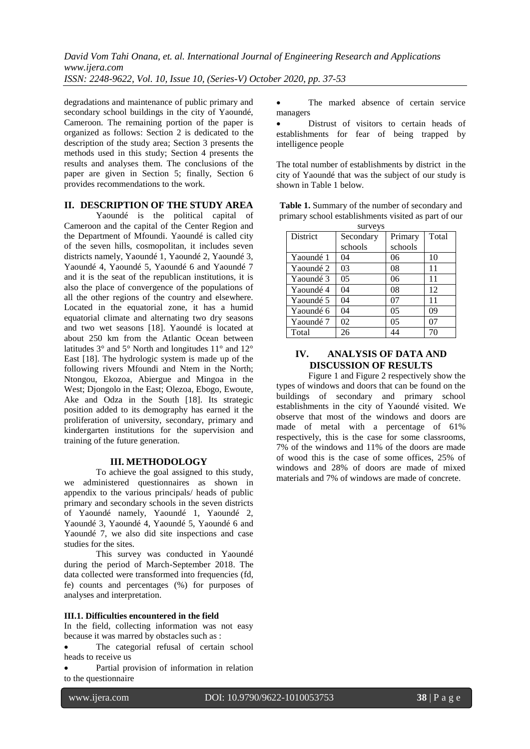degradations and maintenance of public primary and secondary school buildings in the city of Yaoundé, Cameroon. The remaining portion of the paper is organized as follows: Section 2 is dedicated to the description of the study area; Section 3 presents the methods used in this study; Section 4 presents the results and analyses them. The conclusions of the paper are given in Section 5; finally, Section 6 provides recommendations to the work.

## II. DESCRIPTION OF THE STUDY AREA

Yaoundé is the political capital of Cameroon and the capital of the Center Region and the Department of Mfoundi. Yaoundé is called city of the seven hills, cosmopolitan, it includes seven districts namely, Yaoundé 1, Yaoundé 2, Yaoundé 3, Yaoundé 4, Yaoundé 5, Yaoundé 6 and Yaoundé 7 and it is the seat of the republican institutions, it is also the place of convergence of the populations of all the other regions of the country and elsewhere. Located in the equatorial zone, it has a humid equatorial climate and alternating two dry seasons and two wet seasons [18]. Yaoundé is located at about 250 km from the Atlantic Ocean between latitudes 3° and 5° North and longitudes 11° and 12° East [18]. The hydrologic system is made up of the following rivers Mfoundi and Ntem in the North; Ntongou, Ekozoa, Abiergue and Mingoa in the West; Djongolo in the East; Olezoa, Ebogo, Ewoute, Ake and Odza in the South [18]. Its strategic position added to its demography has earned it the proliferation of university, secondary, primary and kindergarten institutions for the supervision and training of the future generation.

## III. METHODOLOGY

To achieve the goal assigned to this study, we administered questionnaires as shown in appendix to the various principals/ heads of public primary and secondary schools in the seven districts of Yaoundé namely, Yaoundé 1, Yaoundé 2, Yaoundé 3, Yaoundé 4, Yaoundé 5, Yaoundé 6 and Yaoundé 7, we also did site inspections and case studies for the sites.

This survey was conducted in Yaoundé during the period of March-September 2018. The data collected were transformed into frequencies (fd, fe) counts and percentages (%) for purposes of analyses and interpretation.

### III.1. Difficulties encountered in the field

In the field, collecting information was not easy because it was marred by obstacles such as :

- The categorial refusal of certain school heads to receive us
- Partial provision of information in relation to the questionnaire
- The marked absence of certain service managers
- Distrust of visitors to certain heads of establishments for fear of being trapped by intelligence people

The total number of establishments by district in the city of Yaoundé that was the subject of our study is shown in Table 1 below.

**Table 1.** Summary of the number of secondary and primary school establishments visited as part of our surveys

| District | Secondary schools | Primary schools | Total |
|---|---|---|---|
| Yaoundé 1 | 04 | 06 | 10 |
| Yaoundé 2 | 03 | 08 | 11 |
| Yaoundé 3 | 05 | 06 | 11 |
| Yaoundé 4 | 04 | 08 | 12 |
| Yaoundé 5 | 04 | 07 | 11 |
| Yaoundé 6 | 04 | 05 | 09 |
| Yaoundé 7 | 02 | 05 | 07 |
| Total | 26 | 44 | 70 |

## IV. ANALYSIS OF DATA AND DISCUSSION OF RESULTS

Figure 1 and Figure 2 respectively show the types of windows and doors that can be found on the buildings of secondary and primary school establishments in the city of Yaoundé visited. We observe that most of the windows and doors are made of metal with a percentage of 61% respectively, this is the case for some classrooms, 7% of the windows and 11% of the doors are made of wood this is the case of some offices, 25% of windows and 28% of doors are made of mixed materials and 7% of windows are made of concrete.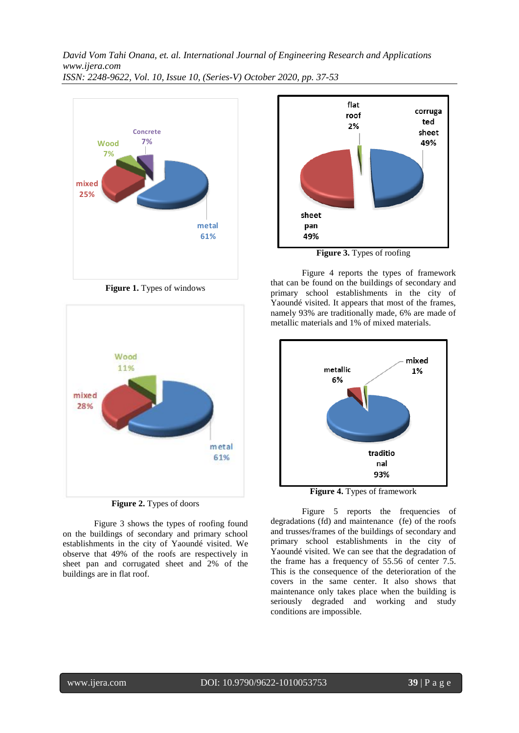**Figure 1.** Types of windows

**Figure 2.** Types of doors

Figure 3 shows the types of roofing found on the buildings of secondary and primary school establishments in the city of Yaoundé visited. We observe that 49% of the roofs are respectively in sheet pan and corrugated sheet and 2% of the buildings are in flat roof.

**Figure 3.** Types of roofing

Figure 4 reports the types of framework that can be found on the buildings of secondary and primary school establishments in the city of Yaoundé visited. It appears that most of the frames, namely 93% are traditionally made, 6% are made of metallic materials and 1% of mixed materials.

**Figure 4.** Types of framework

Figure 5 reports the frequencies of degradations (fd) and maintenance (fe) of the roofs and trusses/frames of the buildings of secondary and primary school establishments in the city of Yaoundé visited. We can see that the degradation of the frame has a frequency of 55.56 of center 7.5. This is the consequence of the deterioration of the covers in the same center. It also shows that maintenance only takes place when the building is seriously degraded and working and study conditions are impossible.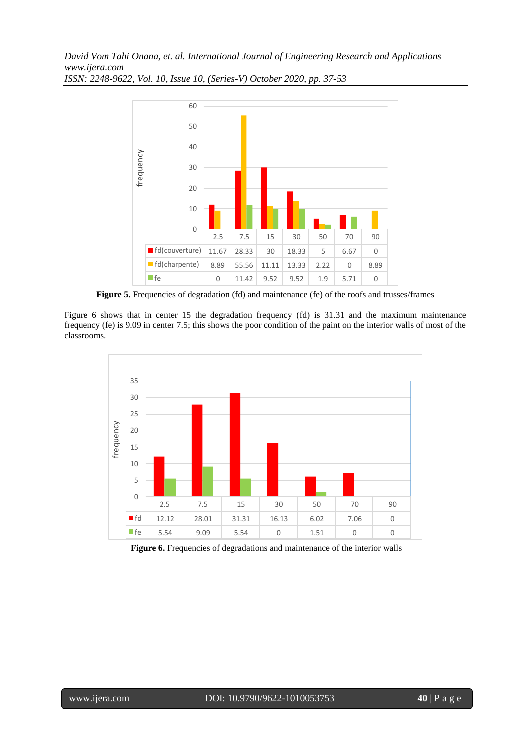| | 2.5 | 7.5 | 15 | 30 | 50 | 70 | 90 |
|---|---|---|---|---|---|---|---|
| fd(couverture) | 11.67 | 28.33 | 30 | 18.33 | 5 | 6.67 | 0 |
| fd(charpente) | 8.89 | 55.56 | 11.11 | 13.33 | 2.22 | 0 | 8.89 |
| fe | 0 | 11.42 | 9.52 | 9.52 | 1.9 | 5.71 | 0 |

**Figure 5.** Frequencies of degradation (fd) and maintenance (fe) of the roofs and trusses/frames

Figure 6 shows that in center 15 the degradation frequency (fd) is 31.31 and the maximum maintenance frequency (fe) is 9.09 in center 7.5; this shows the poor condition of the paint on the interior walls of most of the classrooms.

| | 2.5 | 7.5 | 15 | 30 | 50 | 70 | 90 |
|---|---|---|---|---|---|---|---|
| fd | 12.12 | 28.01 | 31.31 | 16.13 | 6.02 | 7.06 | 0 |
| fe | 5.54 | 9.09 | 5.54 | 0 | 1.51 | 0 | 0 |

**Figure 6.** Frequencies of degradations and maintenance of the interior walls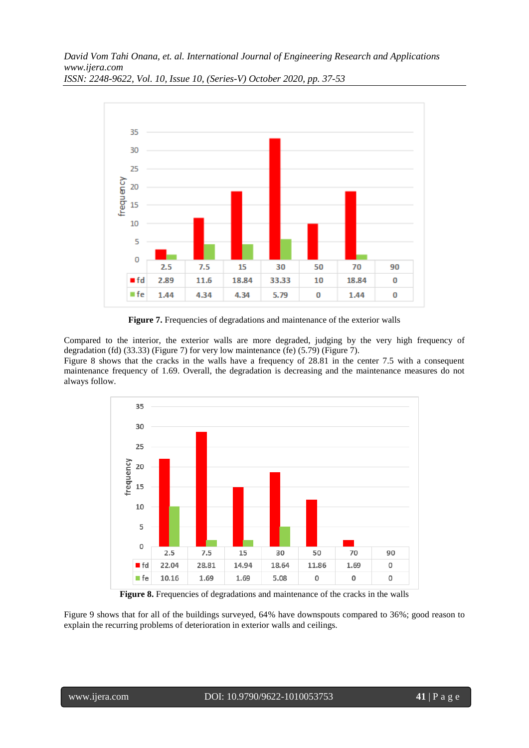|  | 2.5 | 7.5 | 15 | 30 | 50 | 70 | 90 |
|---|---|---|---|---|---|---|---|
| fd | 2.89 | 11.6 | 18.84 | 33.33 | 10 | 18.84 | 0 |
| fe | 1.44 | 4.34 | 4.34 | 5.79 | 0 | 1.44 | 0 |

**Figure 7.** Frequencies of degradations and maintenance of the exterior walls

Compared to the interior, the exterior walls are more degraded, judging by the very high frequency of degradation (fd) (33.33) (Figure 7) for very low maintenance (fe) (5.79) (Figure 7).
Figure 8 shows that the cracks in the walls have a frequency of 28.81 in the center 7.5 with a consequent maintenance frequency of 1.69. Overall, the degradation is decreasing and the maintenance measures do not always follow.

|  | 2.5 | 7.5 | 15 | 30 | 50 | 70 | 90 |
|---|---|---|---|---|---|---|---|
| fd | 22.04 | 28.81 | 14.94 | 18.64 | 11.86 | 1.69 | 0 |
| fe | 10.16 | 1.69 | 1.69 | 5.08 | 0 | 0 | 0 |

**Figure 8.** Frequencies of degradations and maintenance of the cracks in the walls

Figure 9 shows that for all of the buildings surveyed, 64% have downspouts compared to 36%; good reason to explain the recurring problems of deterioration in exterior walls and ceilings.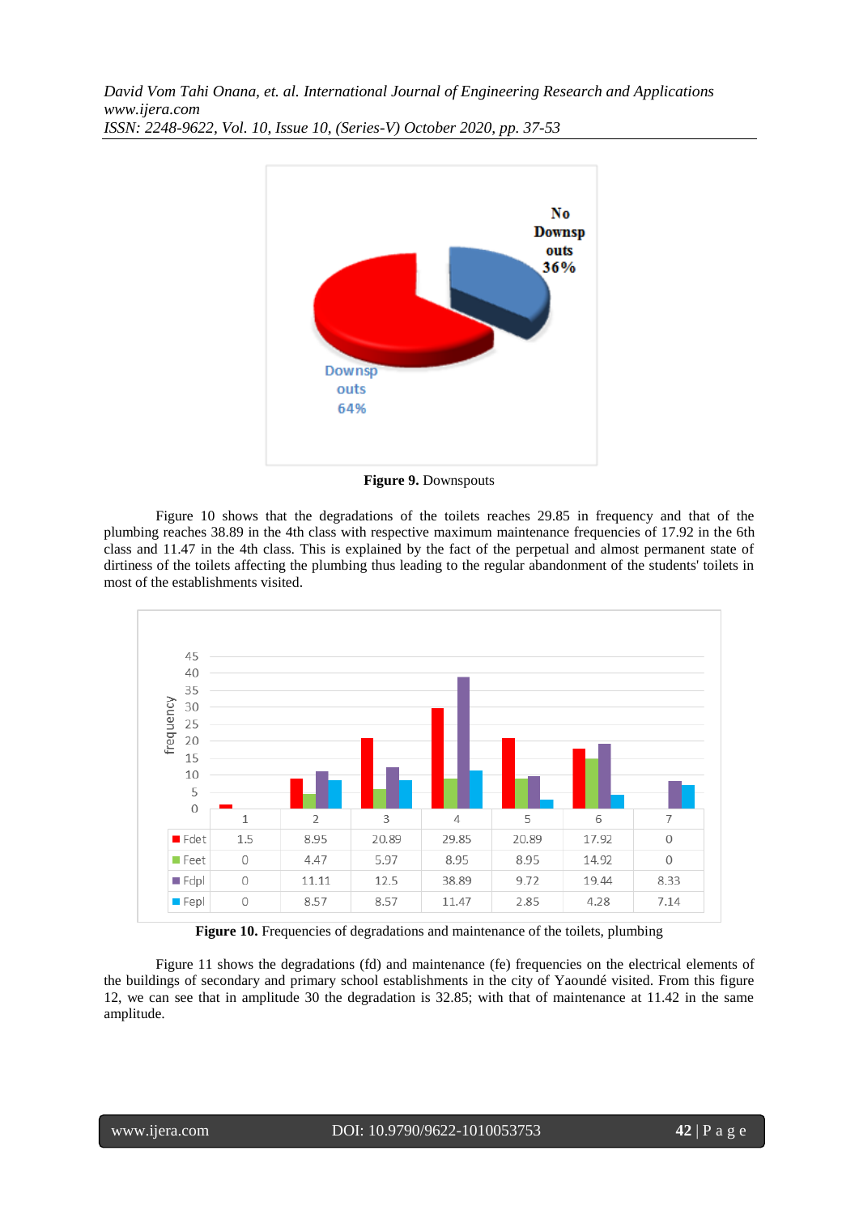**Figure 9.** Downspouts

Figure 10 shows that the degradations of the toilets reaches 29.85 in frequency and that of the plumbing reaches 38.89 in the 4th class with respective maximum maintenance frequencies of 17.92 in the 6th class and 11.47 in the 4th class. This is explained by the fact of the perpetual and almost permanent state of dirtiness of the toilets affecting the plumbing thus leading to the regular abandonment of the students' toilets in most of the establishments visited.

| | 1 | 2 | 3 | 4 | 5 | 6 | 7 |
|---|---|---|---|---|---|---|---|
| Fdet | 1.5 | 8.95 | 20.89 | 29.85 | 20.89 | 17.92 | 0 |
| Feet | 0 | 4.47 | 5.97 | 8.95 | 8.95 | 14.92 | 0 |
| Fdpl | 0 | 11.11 | 12.5 | 38.89 | 9.72 | 19.44 | 8.33 |
| Fepl | 0 | 8.57 | 8.57 | 11.47 | 2.85 | 4.28 | 7.14 |

**Figure 10.** Frequencies of degradations and maintenance of the toilets, plumbing

Figure 11 shows the degradations (fd) and maintenance (fe) frequencies on the electrical elements of the buildings of secondary and primary school establishments in the city of Yaoundé visited. From this figure 12, we can see that in amplitude 30 the degradation is 32.85; with that of maintenance at 11.42 in the same amplitude.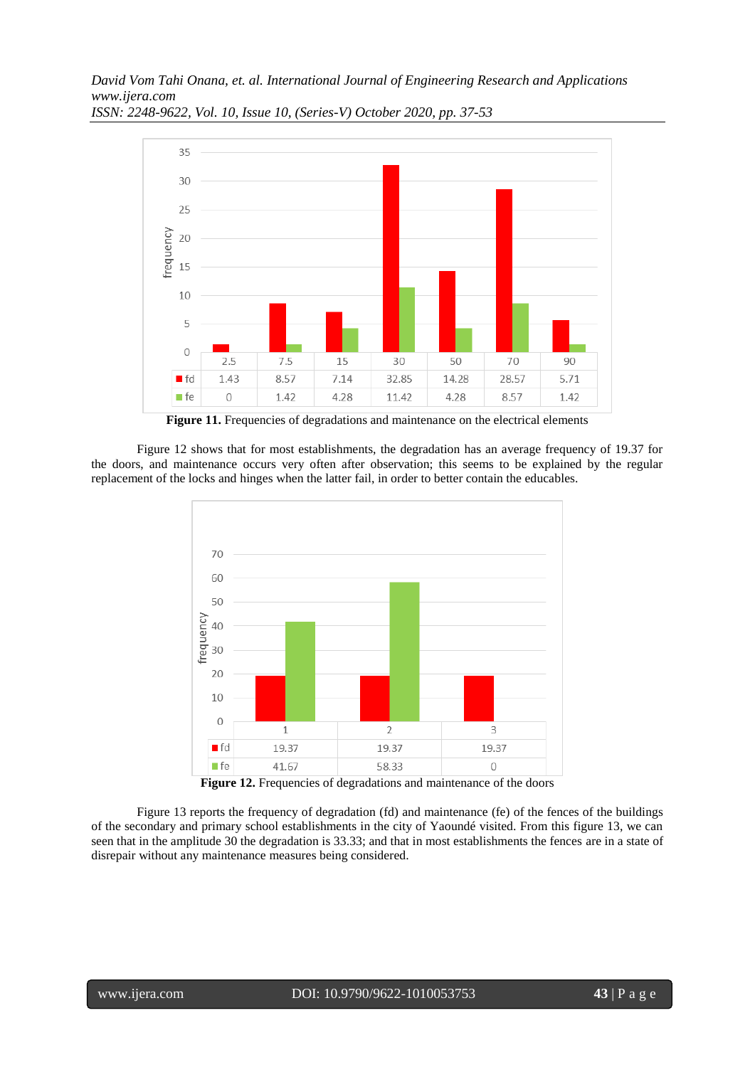| | 2.5 | 7.5 | 15 | 30 | 50 | 70 | 90 |
|---|---|---|---|---|---|---|---|
| fd | 1.43 | 8.57 | 7.14 | 32.85 | 14.28 | 28.57 | 5.71 |
| fe | 0 | 1.42 | 4.28 | 11.42 | 4.28 | 8.57 | 1.42 |

**Figure 11.** Frequencies of degradations and maintenance on the electrical elements

Figure 12 shows that for most establishments, the degradation has an average frequency of 19.37 for the doors, and maintenance occurs very often after observation; this seems to be explained by the regular replacement of the locks and hinges when the latter fail, in order to better contain the educables.

| | 1 | 2 | 3 |
|---|---|---|---|
| fd | 19.37 | 19.37 | 19.37 |
| fe | 41.67 | 58.33 | 0 |

**Figure 12.** Frequencies of degradations and maintenance of the doors

Figure 13 reports the frequency of degradation (fd) and maintenance (fe) of the fences of the buildings of the secondary and primary school establishments in the city of Yaoundé visited. From this figure 13, we can seen that in the amplitude 30 the degradation is 33.33; and that in most establishments the fences are in a state of disrepair without any maintenance measures being considered.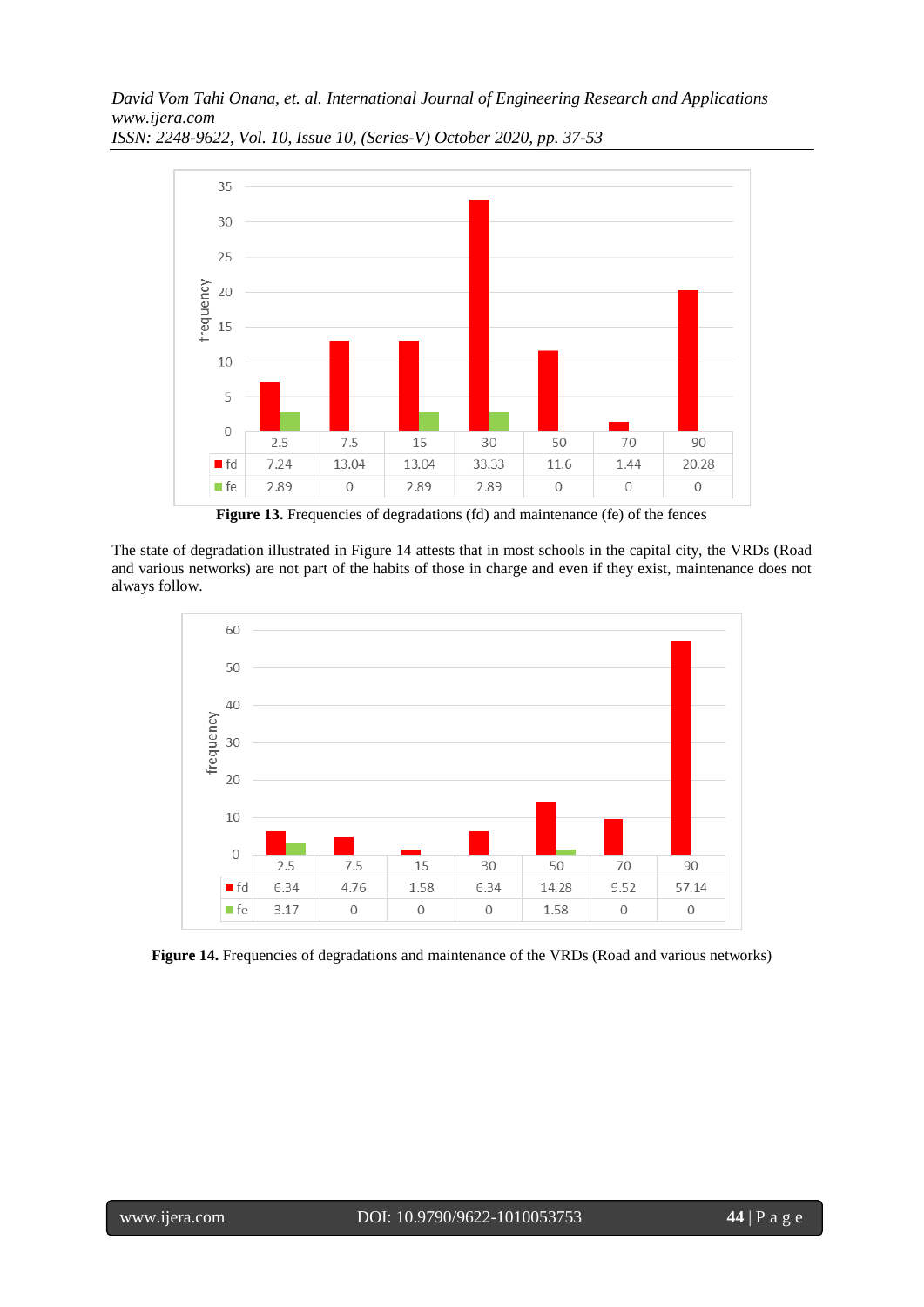| | 2.5 | 7.5 | 15 | 30 | 50 | 70 | 90 |
|---|---|---|---|---|---|---|---|
| fd | 7.24 | 13.04 | 13.04 | 33.33 | 11.6 | 1.44 | 20.28 |
| fe | 2.89 | 0 | 2.89 | 2.89 | 0 | 0 | 0 |

**Figure 13.** Frequencies of degradations (fd) and maintenance (fe) of the fences

The state of degradation illustrated in Figure 14 attests that in most schools in the capital city, the VRDs (Road and various networks) are not part of the habits of those in charge and even if they exist, maintenance does not always follow.

| | 2.5 | 7.5 | 15 | 30 | 50 | 70 | 90 |
|---|---|---|---|---|---|---|---|
| fd | 6.34 | 4.76 | 1.58 | 6.34 | 14.28 | 9.52 | 57.14 |
| fe | 3.17 | 0 | 0 | 0 | 1.58 | 0 | 0 |

**Figure 14.** Frequencies of degradations and maintenance of the VRDs (Road and various networks)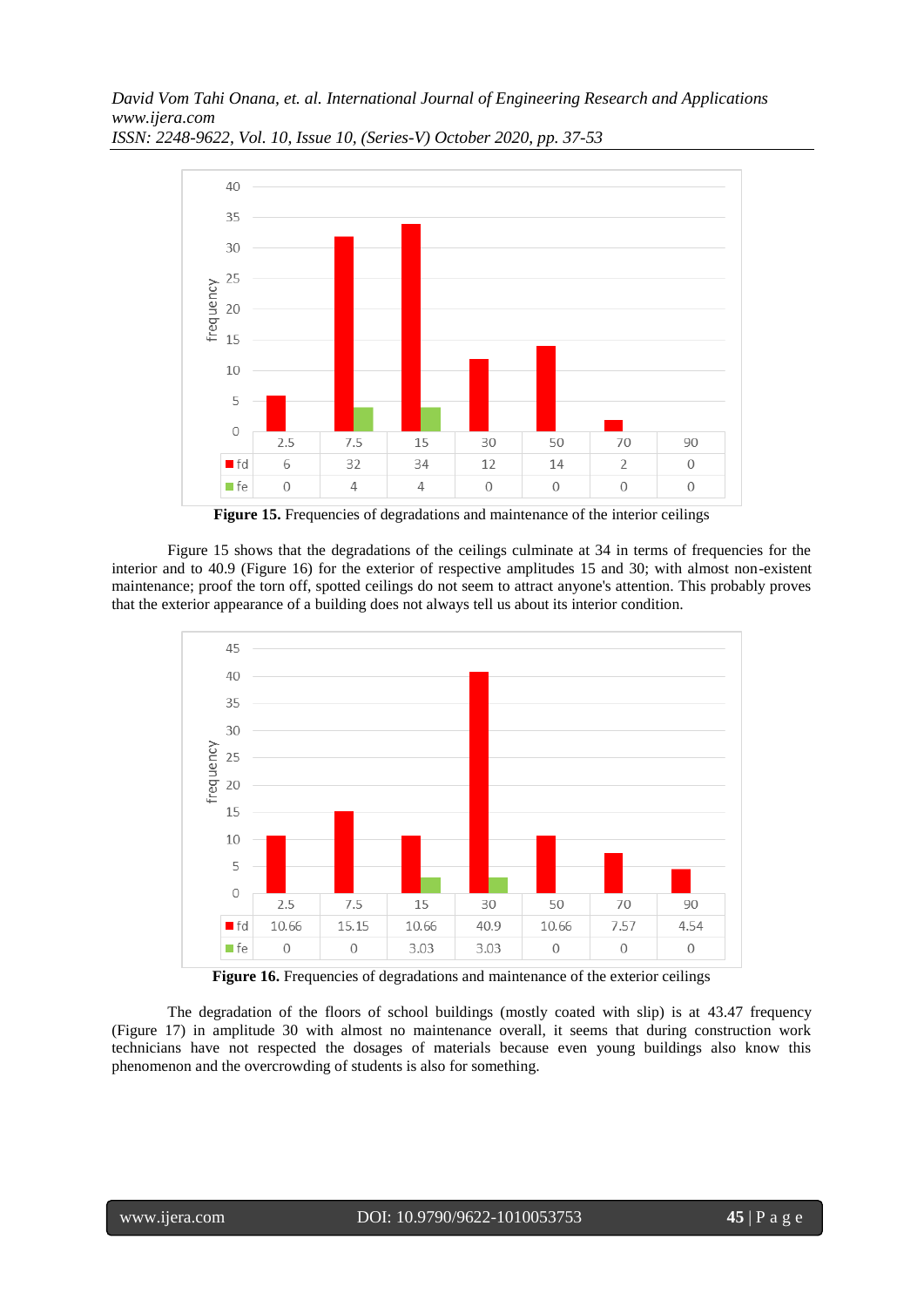| | 2.5 | 7.5 | 15 | 30 | 50 | 70 | 90 |
|---|---|---|---|---|---|---|---|
| fd | 6 | 32 | 34 | 12 | 14 | 2 | 0 |
| fe | 0 | 4 | 4 | 0 | 0 | 0 | 0 |

**Figure 15.** Frequencies of degradations and maintenance of the interior ceilings

Figure 15 shows that the degradations of the ceilings culminate at 34 in terms of frequencies for the interior and to 40.9 (Figure 16) for the exterior of respective amplitudes 15 and 30; with almost non-existent maintenance; proof the torn off, spotted ceilings do not seem to attract anyone's attention. This probably proves that the exterior appearance of a building does not always tell us about its interior condition.

| | 2.5 | 7.5 | 15 | 30 | 50 | 70 | 90 |
|---|---|---|---|---|---|---|---|
| fd | 10.66 | 15.15 | 10.66 | 40.9 | 10.66 | 7.57 | 4.54 |
| fe | 0 | 0 | 3.03 | 3.03 | 0 | 0 | 0 |

**Figure 16.** Frequencies of degradations and maintenance of the exterior ceilings

The degradation of the floors of school buildings (mostly coated with slip) is at 43.47 frequency (Figure 17) in amplitude 30 with almost no maintenance overall, it seems that during construction work technicians have not respected the dosages of materials because even young buildings also know this phenomenon and the overcrowding of students is also for something.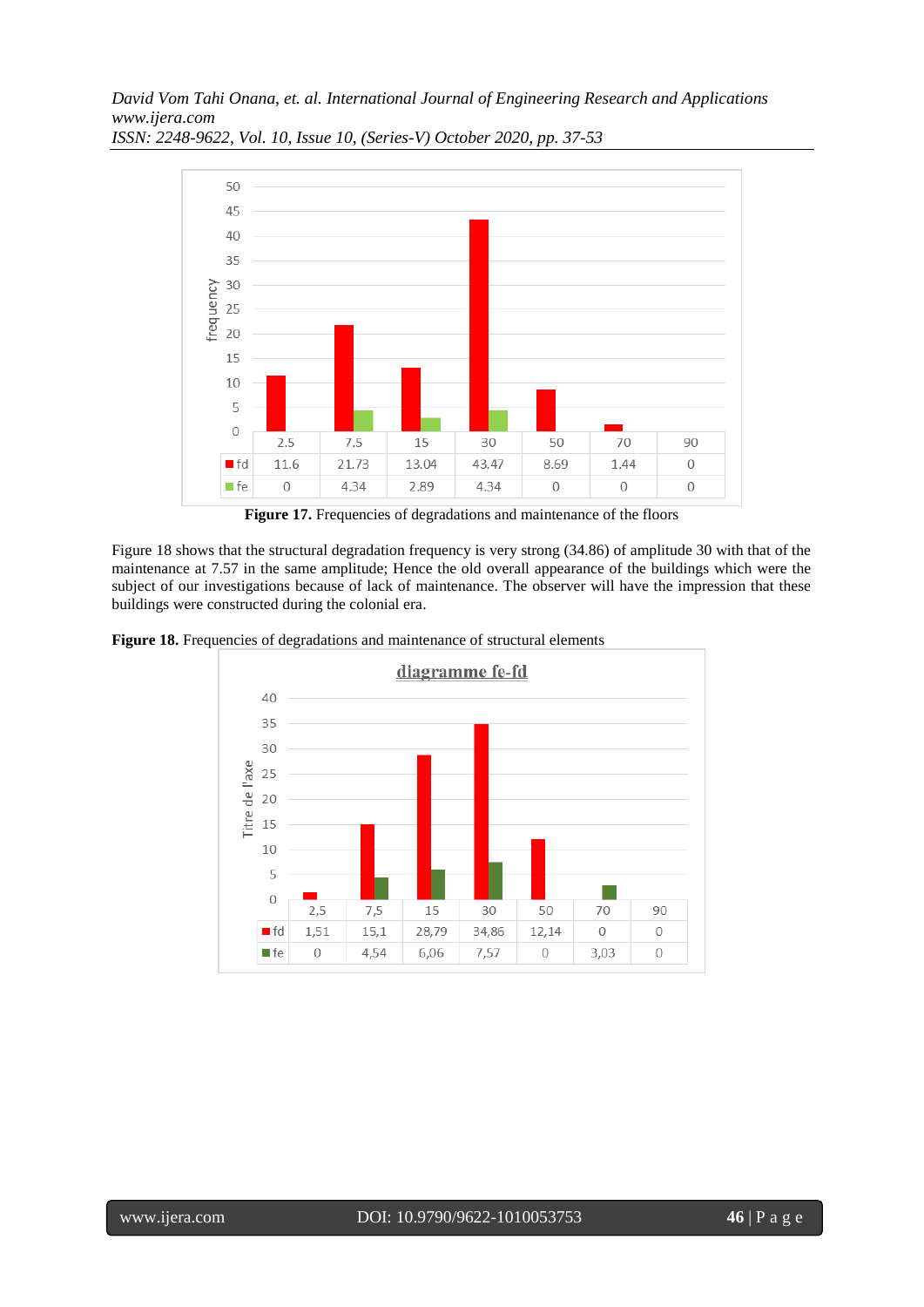| | 2.5 | 7.5 | 15 | 30 | 50 | 70 | 90 |
|---|---|---|---|---|---|---|---|
| fd | 11.6 | 21.73 | 13.04 | 43.47 | 8.69 | 1.44 | 0 |
| fe | 0 | 4.34 | 2.89 | 4.34 | 0 | 0 | 0 |

**Figure 17.** Frequencies of degradations and maintenance of the floors

Figure 18 shows that the structural degradation frequency is very strong (34.86) of amplitude 30 with that of the maintenance at 7.57 in the same amplitude; Hence the old overall appearance of the buildings which were the subject of our investigations because of lack of maintenance. The observer will have the impression that these buildings were constructed during the colonial era.

**Figure 18.** Frequencies of degradations and maintenance of structural elements

diagramme fe-fd

| | 2,5 | 7,5 | 15 | 30 | 50 | 70 | 90 |
|---|---|---|---|---|---|---|---|
| fd | 1,51 | 15,1 | 28,79 | 34,86 | 12,14 | 0 | 0 |
| fe | 0 | 4,54 | 6,06 | 7,57 | 0 | 3,03 | 0 |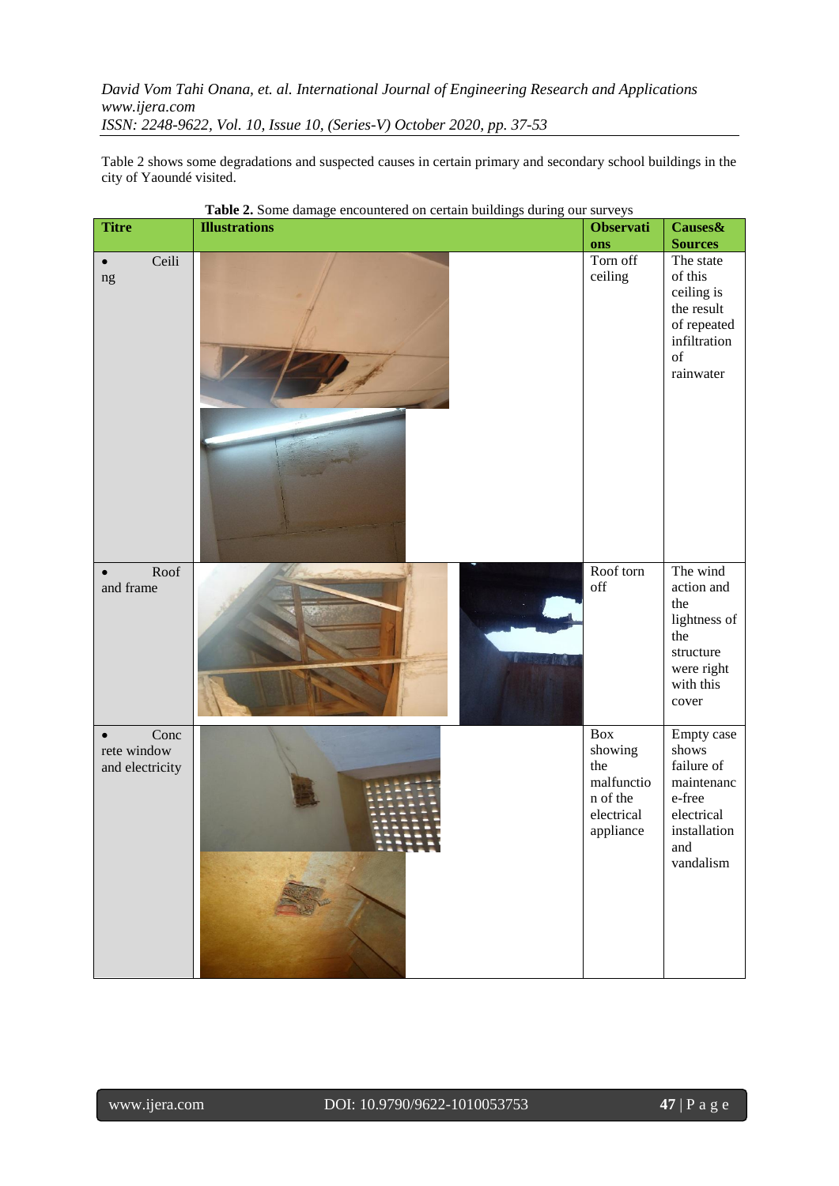Table 2 shows some degradations and suspected causes in certain primary and secondary school buildings in the city of Yaoundé visited.

**Table 2.** Some damage encountered on certain buildings during our surveys

| Titre | Illustrations | Observations | Causes& Sources |
|---|---|---|---|
| • Ceiling | | Torn off ceiling | The state of this ceiling is the result of repeated infiltration of rainwater |
| • Roof and frame | | Roof torn off | The wind action and the lightness of the structure were right with this cover |
| • Concrete window and electricity | | Box showing the malfunction of the electrical appliance | Empty case shows failure of maintenance-free electrical installation and vandalism |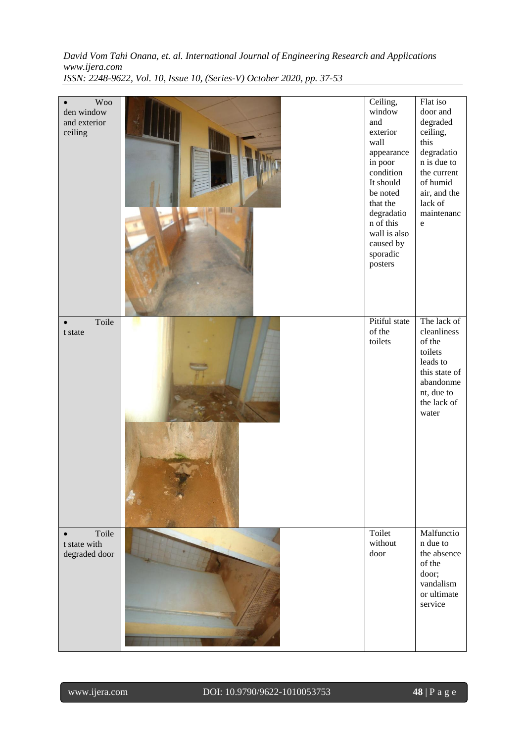| | | | |
|---|---|---|---|
| • Wooden window and exterior ceiling | | Ceiling, window and exterior wall appearance in poor condition It should be noted that the degradation of this wall is also caused by sporadic posters | Flat iso door and degraded ceiling, this degradation is due to the current of humid air, and the lack of maintenance |
| • Toilet state | | Pitiful state of the toilets | The lack of cleanliness of the toilets leads to this state of abandonment, due to the lack of water |
| • Toilet state with degraded door | | Toilet without door | Malfunction due to the absence of the door; vandalism or ultimate service |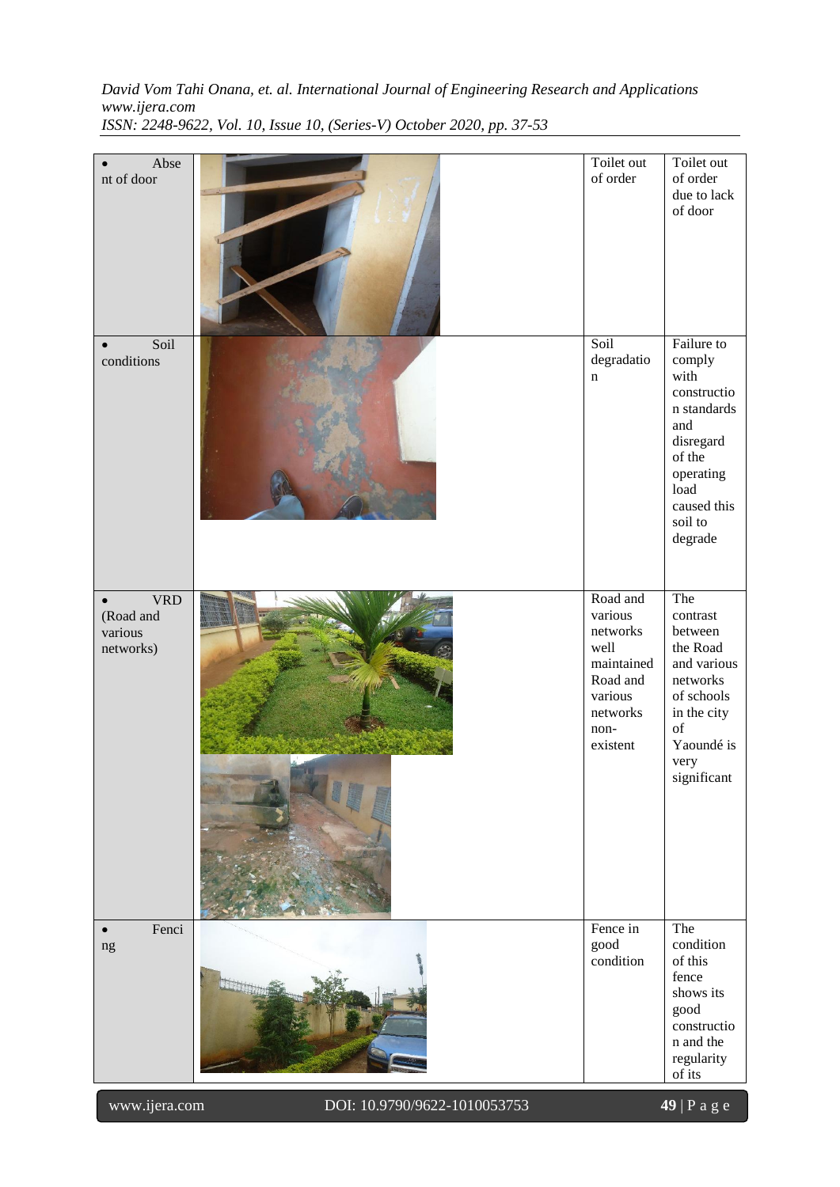| | | | |
|---|---|---|---|
| • Absent of door | | Toilet out of order | Toilet out of order due to lack of door |
| • Soil conditions | | Soil degradation | Failure to comply with construction standards and disregard of the operating load caused this soil to degrade |
| • VRD (Road and various networks) | | Road and various networks well maintained Road and various networks non-existent | The contrast between the Road and various networks of schools in the city of Yaoundé is very significant |
| • Fencing | | Fence in good condition | The condition of this fence shows its good construction and the regularity of its |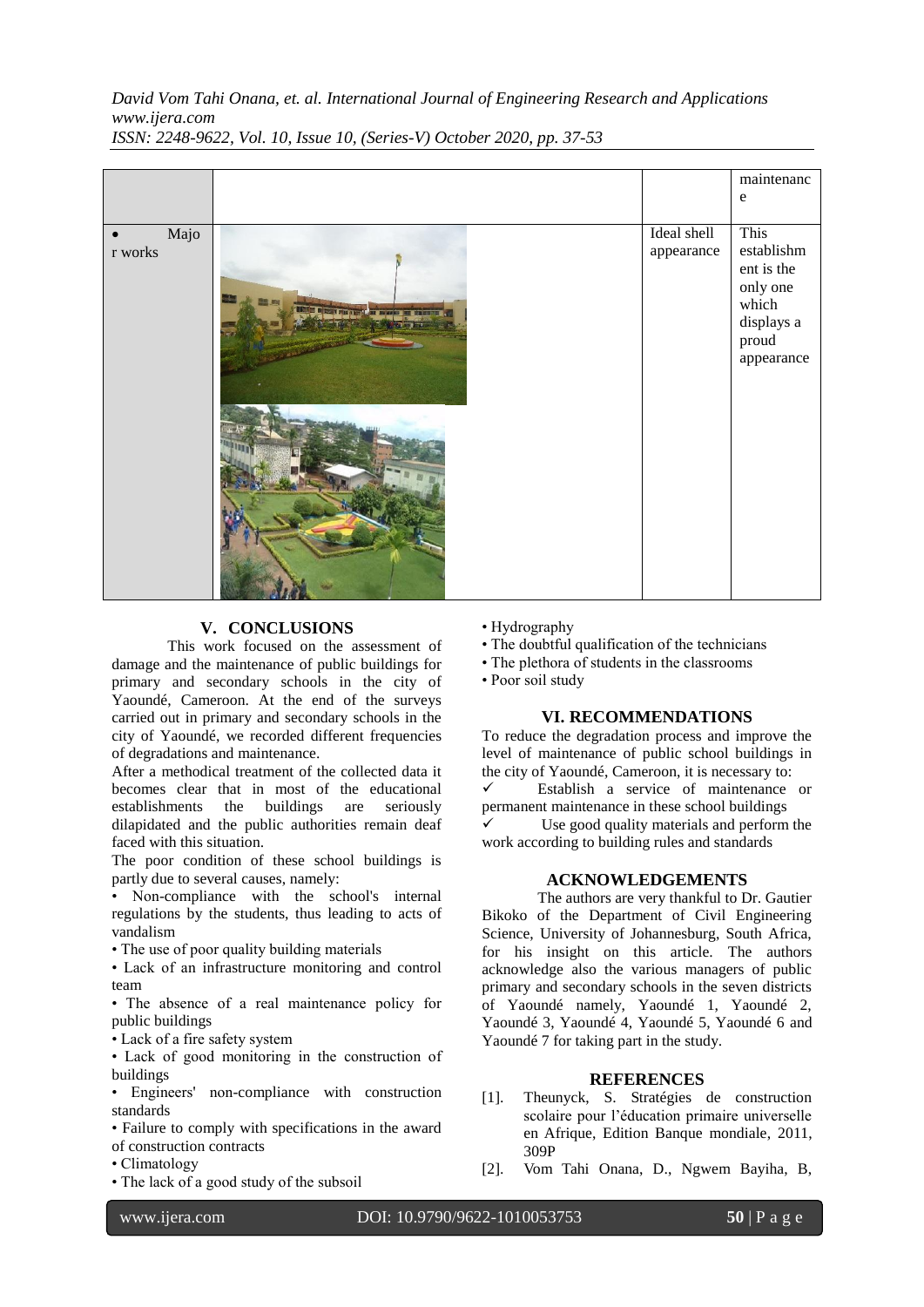| | | | maintenance |
|---|---|---|---|
| • Major works | | Ideal shell appearance | This establishment is the only one which displays a proud appearance |

## V. CONCLUSIONS

This work focused on the assessment of damage and the maintenance of public buildings for primary and secondary schools in the city of Yaoundé, Cameroon. At the end of the surveys carried out in primary and secondary schools in the city of Yaoundé, we recorded different frequencies of degradations and maintenance.

After a methodical treatment of the collected data it becomes clear that in most of the educational establishments the buildings are seriously dilapidated and the public authorities remain deaf faced with this situation.

The poor condition of these school buildings is partly due to several causes, namely:

- Non-compliance with the school's internal regulations by the students, thus leading to acts of vandalism
- The use of poor quality building materials
- Lack of an infrastructure monitoring and control team
- The absence of a real maintenance policy for public buildings
- Lack of a fire safety system
- Lack of good monitoring in the construction of buildings
- Engineers' non-compliance with construction standards
- Failure to comply with specifications in the award of construction contracts
- Climatology
- The lack of a good study of the subsoil
- Hydrography
- The doubtful qualification of the technicians
- The plethora of students in the classrooms
- Poor soil study

## VI. RECOMMENDATIONS

To reduce the degradation process and improve the level of maintenance of public school buildings in the city of Yaoundé, Cameroon, it is necessary to:

✓ Establish a service of maintenance or permanent maintenance in these school buildings

✓ Use good quality materials and perform the work according to building rules and standards

## ACKNOWLEDGEMENTS

The authors are very thankful to Dr. Gautier Bikoko of the Department of Civil Engineering Science, University of Johannesburg, South Africa, for his insight on this article. The authors acknowledge also the various managers of public primary and secondary schools in the seven districts of Yaoundé namely, Yaoundé 1, Yaoundé 2, Yaoundé 3, Yaoundé 4, Yaoundé 5, Yaoundé 6 and Yaoundé 7 for taking part in the study.

## REFERENCES

[1]. Theunyck, S. Stratégies de construction scolaire pour l'éducation primaire universelle en Afrique, Edition Banque mondiale, 2011, 309P

[2]. Vom Tahi Onana, D., Ngwem Bayiha, B,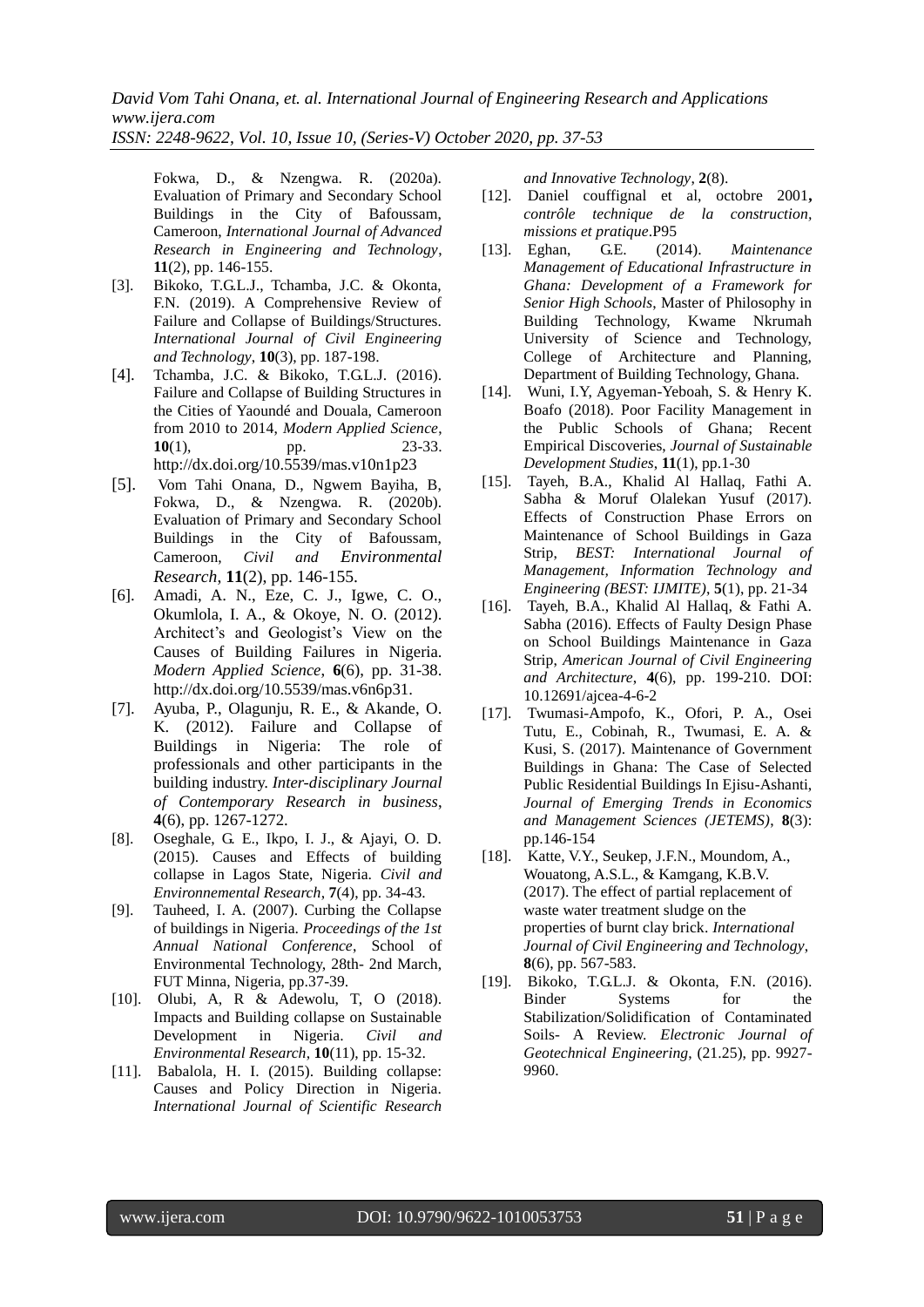Fokwa, D., & Nzengwa. R. (2020a). Evaluation of Primary and Secondary School Buildings in the City of Bafoussam, Cameroon, *International Journal of Advanced Research in Engineering and Technology*, **11**(2), pp. 146-155.

[3]. Bikoko, T.G.L.J., Tchamba, J.C. & Okonta, F.N. (2019). A Comprehensive Review of Failure and Collapse of Buildings/Structures. *International Journal of Civil Engineering and Technology*, **10**(3), pp. 187-198.

[4]. Tchamba, J.C. & Bikoko, T.G.L.J. (2016). Failure and Collapse of Building Structures in the Cities of Yaoundé and Douala, Cameroon from 2010 to 2014, *Modern Applied Science*, **10**(1), pp. 23-33. http://dx.doi.org/10.5539/mas.v10n1p23

[5]. Vom Tahi Onana, D., Ngwem Bayiha, B, Fokwa, D., & Nzengwa. R. (2020b). Evaluation of Primary and Secondary School Buildings in the City of Bafoussam, Cameroon, *Civil and Environmental Research*, **11**(2), pp. 146-155.

[6]. Amadi, A. N., Eze, C. J., Igwe, C. O., Okumlola, I. A., & Okoye, N. O. (2012). Architect's and Geologist's View on the Causes of Building Failures in Nigeria. *Modern Applied Science*, **6**(6), pp. 31-38. http://dx.doi.org/10.5539/mas.v6n6p31.

[7]. Ayuba, P., Olagunju, R. E., & Akande, O. K. (2012). Failure and Collapse of Buildings in Nigeria: The role of professionals and other participants in the building industry. *Inter-disciplinary Journal of Contemporary Research in business*, **4**(6), pp. 1267-1272.

[8]. Oseghale, G. E., Ikpo, I. J., & Ajayi, O. D. (2015). Causes and Effects of building collapse in Lagos State, Nigeria. *Civil and Environnemental Research*, **7**(4), pp. 34-43.

[9]. Tauheed, I. A. (2007). Curbing the Collapse of buildings in Nigeria. *Proceedings of the 1st Annual National Conference*, School of Environmental Technology, 28th- 2nd March, FUT Minna, Nigeria, pp.37-39.

[10]. Olubi, A, R & Adewolu, T, O (2018). Impacts and Building collapse on Sustainable Development in Nigeria. *Civil and Environmental Research*, **10**(11), pp. 15-32.

[11]. Babalola, H. I. (2015). Building collapse: Causes and Policy Direction in Nigeria. *International Journal of Scientific Research and Innovative Technology*, **2**(8).

[12]. Daniel couffignal et al, octobre 2001**,** *contrôle technique de la construction, missions et pratique*.P95

[13]. Eghan, G.E. (2014). *Maintenance Management of Educational Infrastructure in Ghana: Development of a Framework for Senior High Schools*, Master of Philosophy in Building Technology, Kwame Nkrumah University of Science and Technology, College of Architecture and Planning, Department of Building Technology, Ghana.

[14]. Wuni, I.Y, Agyeman-Yeboah, S. & Henry K. Boafo (2018). Poor Facility Management in the Public Schools of Ghana; Recent Empirical Discoveries, *Journal of Sustainable Development Studies*, **11**(1), pp.1-30

[15]. Tayeh, B.A., Khalid Al Hallaq, Fathi A. Sabha & Moruf Olalekan Yusuf (2017). Effects of Construction Phase Errors on Maintenance of School Buildings in Gaza Strip, *BEST: International Journal of Management, Information Technology and Engineering (BEST: IJMITE)*, **5**(1), pp. 21-34

[16]. Tayeh, B.A., Khalid Al Hallaq, & Fathi A. Sabha (2016). Effects of Faulty Design Phase on School Buildings Maintenance in Gaza Strip, *American Journal of Civil Engineering and Architecture*, **4**(6), pp. 199-210. DOI: 10.12691/ajcea-4-6-2

[17]. Twumasi-Ampofo, K., Ofori, P. A., Osei Tutu, E., Cobinah, R., Twumasi, E. A. & Kusi, S. (2017). Maintenance of Government Buildings in Ghana: The Case of Selected Public Residential Buildings In Ejisu-Ashanti, *Journal of Emerging Trends in Economics and Management Sciences (JETEMS)*, **8**(3): pp.146-154

[18]. Katte, V.Y., Seukep, J.F.N., Moundom, A., Wouatong, A.S.L., & Kamgang, K.B.V. (2017). The effect of partial replacement of waste water treatment sludge on the properties of burnt clay brick. *International Journal of Civil Engineering and Technology*, **8**(6), pp. 567-583.

[19]. Bikoko, T.G.L.J. & Okonta, F.N. (2016). Binder Systems for the Stabilization/Solidification of Contaminated Soils- A Review. *Electronic Journal of Geotechnical Engineering*, (21.25), pp. 9927-9960.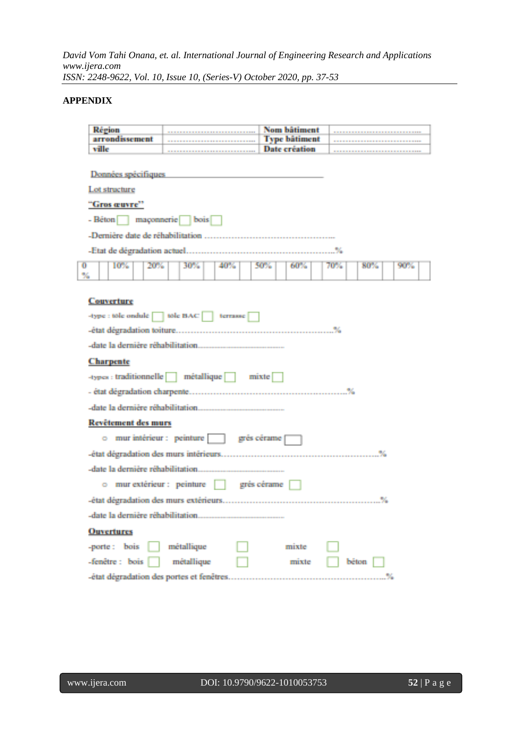## APPENDIX

| Région | ................................ | Nom bâtiment | ................................ |
|---|---|---|---|
| arrondissement | ................................ | Type bâtiment | ................................ |
| ville | ................................ | Date création | ................................ |

Données spécifiques

Lot structure

**"Gros œuvre"**

- Béton ☐ maçonnerie ☐ bois ☐

-Dernière date de réhabilitation ..............................................

-Etat de dégradation actuel..................................................%

| 0 % | | 10% | | 20% | | 30% | | 40% | | 50% | | 60% | | 70% | | 80% | | 90% | |
|---|---|---|---|---|---|---|---|---|---|---|---|---|---|---|---|---|---|---|---|

**Couverture**

-type : tôle ondulé ☐ tôle BAC ☐ terrasse ☐

-état dégradation toiture..................................................%

-date la dernière réhabilitation..................................

**Charpente**

-types : traditionnelle ☐ métallique ☐ mixte ☐

- état dégradation charpente..................................................%

-date la dernière réhabilitation..................................

**Revêtement des murs**

- mur intérieur : peinture ☐ grés cérame ☐

-état dégradation des murs intérieurs..................................................%

-date la dernière réhabilitation..................................

- mur extérieur : peinture ☐ grés cérame ☐

-état dégradation des murs extérieurs..................................................%

-date la dernière réhabilitation..................................

**Ouvertures**

-porte : bois ☐ métallique ☐ mixte ☐

-fenêtre : bois ☐ métallique ☐ mixte ☐ béton ☐

-état dégradation des portes et fenêtres..................................................%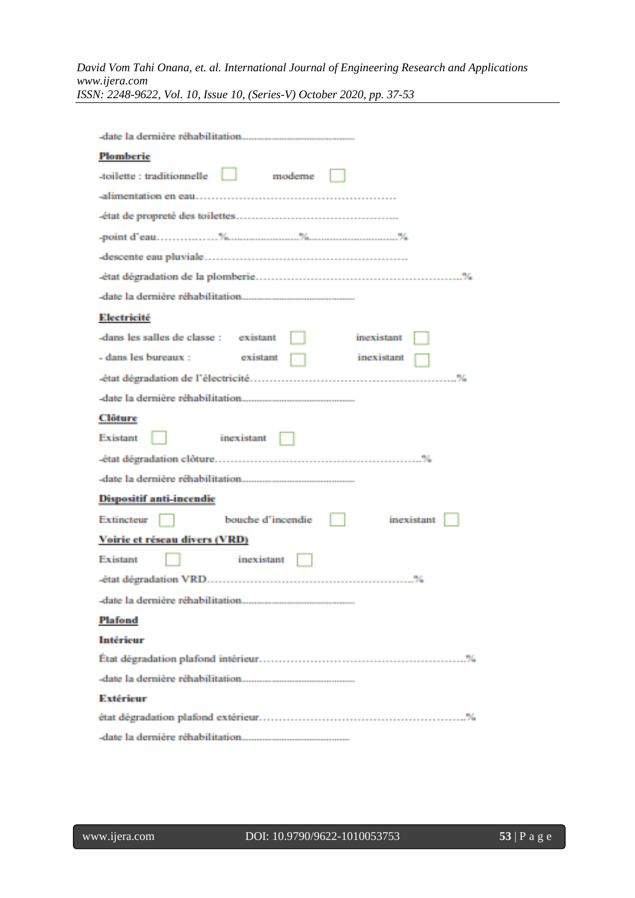-date la dernière réhabilitation.........................................

**Plomberie**

-toilette : traditionnelle ☐ moderne ☐

-alimentation en eau…………………………………………………

-état de propreté des toilettes…………………………………………

-point d'eau…………….%..........................%...................................%

-descente eau pluviale………………………………………………

-état dégradation de la plomberie……………………………………………….%

-date la dernière réhabilitation.........................................

**Electricité**

-dans les salles de classe : existant ☐ inexistant ☐

- dans les bureaux : existant ☐ inexistant ☐

-état dégradation de l'électricité………………………………………………..%

-date la dernière réhabilitation.........................................

**Clôture**

Existant ☐ inexistant ☐

-état dégradation clôture…………………………………………………%

-date la dernière réhabilitation.........................................

**Dispositif anti-incendie**

Extincteur ☐ bouche d'incendie ☐ inexistant ☐

**Voirie et réseau divers (VRD)**

Existant ☐ inexistant ☐

-état dégradation VRD…………………………………………………%

-date la dernière réhabilitation.........................................

**Plafond**

**Intérieur**

État dégradation plafond intérieur……………………………………………….%

-date la dernière réhabilitation.........................................

**Extérieur**

état dégradation plafond extérieur……………………………………………….%

-date la dernière réhabilitation.........................................